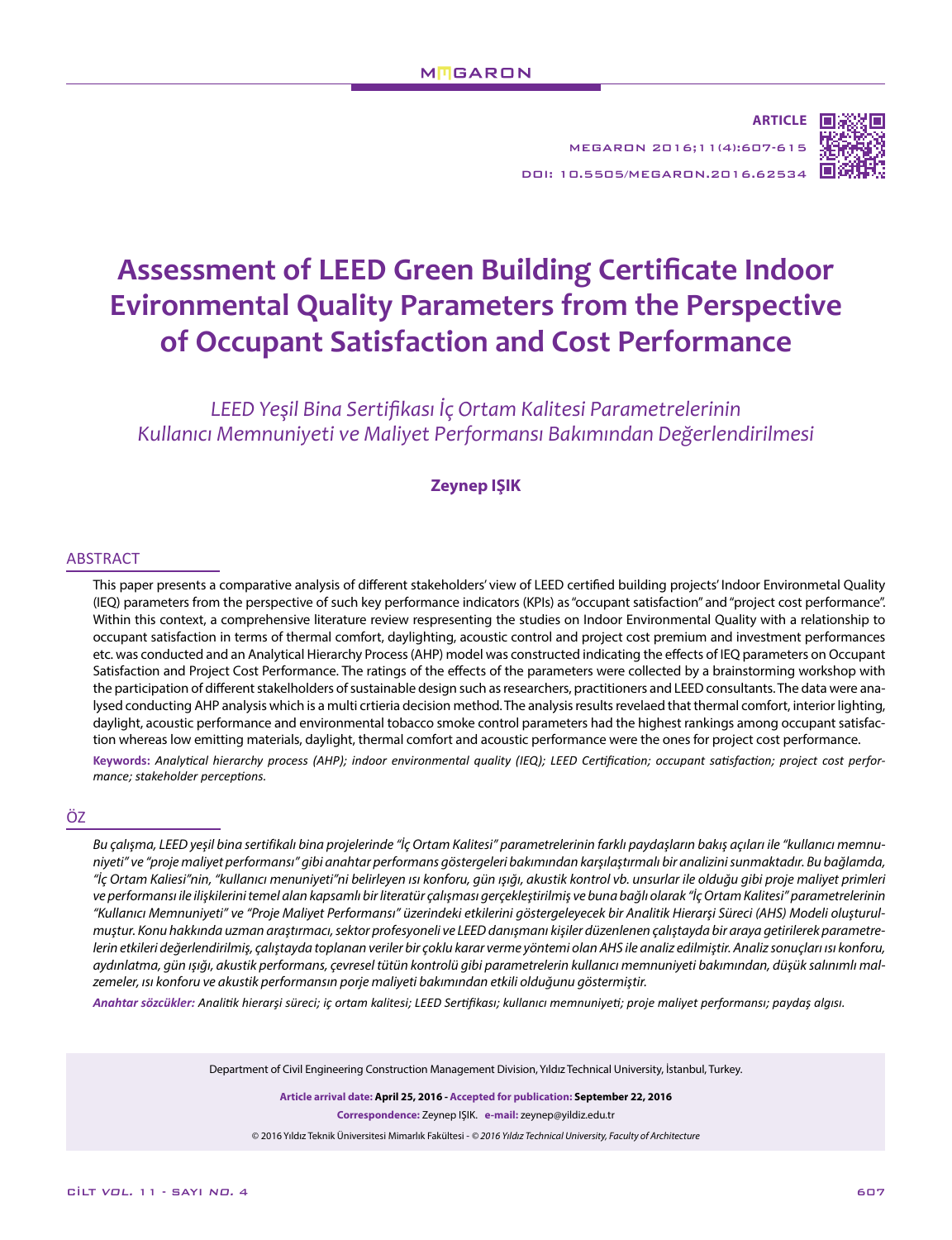ARTICLE

MEGARON 2016;11(4):607-615

DOI: 10.5505/MEGARON.2016.62534

# Assessment of LEED Green Building Certificate Indoor Evironmental Quality Parameters from the Perspective of Occupant Satisfaction and Cost Performance

*LEED Yeşil Bina Sertifikası İç Ortam Kalitesi Parametrelerinin Kullanıcı Memnuniyeti ve Maliyet Performansı Bakımından Değerlendirilmesi*

**Zeynep IŞIK**

## ABSTRACT

This paper presents a comparative analysis of different stakeholders' view of LEED certified building projects' Indoor Environmetal Quality (IEQ) parameters from the perspective of such key performance indicators (KPIs) as "occupant satisfaction" and "project cost performance". Within this context, a comprehensive literature review respresenting the studies on Indoor Environmental Quality with a relationship to occupant satisfaction in terms of thermal comfort, daylighting, acoustic control and project cost premium and investment performances etc. was conducted and an Analytical Hierarchy Process (AHP) model was constructed indicating the effects of IEQ parameters on Occupant Satisfaction and Project Cost Performance. The ratings of the effects of the parameters were collected by a brainstorming workshop with the participation of different stakelholders of sustainable design such as researchers, practitioners and LEED consultants. The data were analysed conducting AHP analysis which is a multi crtieria decision method. The analysis results revelaed that thermal comfort, interior lighting, daylight, acoustic performance and environmental tobacco smoke control parameters had the highest rankings among occupant satisfaction whereas low emitting materials, daylight, thermal comfort and acoustic performance were the ones for project cost performance.

**Keywords:** *Analytical hierarchy process (AHP); indoor environmental quality (IEQ); LEED Certification; occupant satisfaction; project cost performance; stakeholder perceptions.*

## ÖZ

*Bu çalışma, LEED yeşil bina sertifikalı bina projelerinde "İç Ortam Kalitesi" parametrelerinin farklı paydaşların bakış açıları ile "kullanıcı memnuniyeti" ve "proje maliyet performansı" gibi anahtar performans göstergeleri bakımından karşılaştırmalı bir analizini sunmaktadır. Bu bağlamda, "İç Ortam Kaliesi"nin, "kullanıcı menuniyeti"ni belirleyen ısı konforu, gün ışığı, akustik kontrol vb. unsurlar ile olduğu gibi proje maliyet primleri ve performansı ile ilişkilerini temel alan kapsamlı bir literatür çalışması gerçekleştirilmiş ve buna bağlı olarak "İç Ortam Kalitesi" parametrelerinin "Kullanıcı Memnuniyeti" ve "Proje Maliyet Performansı" üzerindeki etkilerini göstergeleyecek bir Analitik Hierarşi Süreci (AHS) Modeli oluşturulmuştur. Konu hakkında uzman araştırmacı, sektor profesyoneli ve LEED danışmanı kişiler düzenlenen çalıştayda bir araya getirilerek parametrelerin etkileri değerlendirilmiş, çalıştayda toplanan veriler bir çoklu karar verme yöntemi olan AHS ile analiz edilmiştir. Analiz sonuçları ısı konforu, aydınlatma, gün ışığı, akustik performans, çevresel tütün kontrolü gibi parametrelerin kullanıcı memnuniyeti bakımından, düşük salınımlı malzemeler, ısı konforu ve akustik performansın porje maliyeti bakımından etkili olduğunu göstermiştir.*

***Anahtar sözcükler:*** *Analitik hierarşi süreci; iç ortam kalitesi; LEED Sertifikası; kullanıcı memnuniyeti; proje maliyet performansı; paydaş algısı.*

Department of Civil Engineering Construction Management Division, Yıldız Technical University, İstanbul, Turkey.

**Article arrival date:** April 25, 2016 - **Accepted for publication:** September 22, 2016

**Correspondence:** Zeynep IŞIK. **e-mail:** zeynep@yildiz.edu.tr

© 2016 Yıldız Teknik Üniversitesi Mimarlık Fakültesi - *© 2016 Yıldız Technical University, Faculty of Architecture*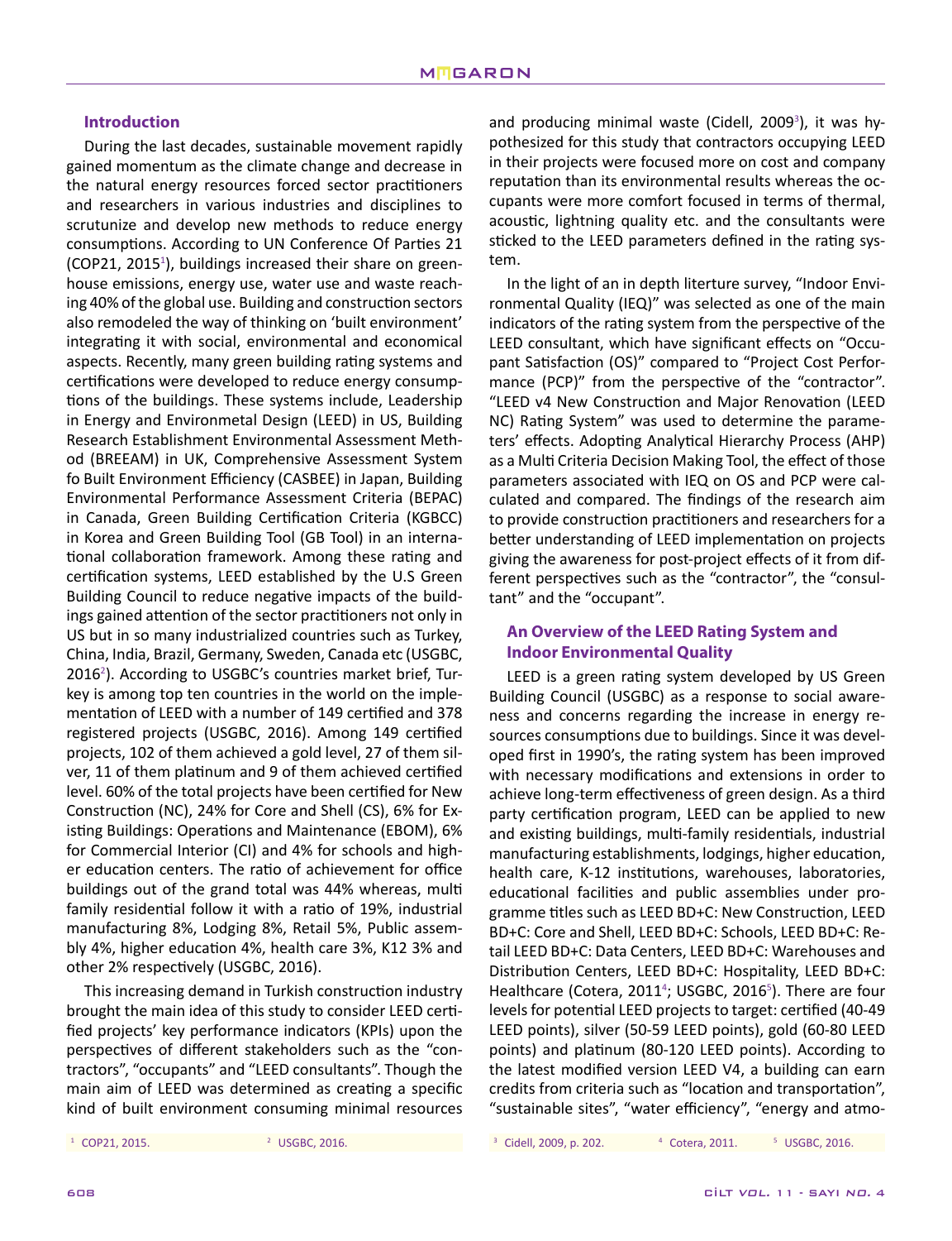## Introduction

During the last decades, sustainable movement rapidly gained momentum as the climate change and decrease in the natural energy resources forced sector practitioners and researchers in various industries and disciplines to scrutinize and develop new methods to reduce energy consumptions. According to UN Conference Of Parties 21 (COP21, 2015[1]), buildings increased their share on greenhouse emissions, energy use, water use and waste reaching 40% of the global use. Building and construction sectors also remodeled the way of thinking on 'built environment' integrating it with social, environmental and economical aspects. Recently, many green building rating systems and certifications were developed to reduce energy consumptions of the buildings. These systems include, Leadership in Energy and Environmetal Design (LEED) in US, Building Research Establishment Environmental Assessment Method (BREEAM) in UK, Comprehensive Assessment System fo Built Environment Efficiency (CASBEE) in Japan, Building Environmental Performance Assessment Criteria (BEPAC) in Canada, Green Building Certification Criteria (KGBCC) in Korea and Green Building Tool (GB Tool) in an international collaboration framework. Among these rating and certification systems, LEED established by the U.S Green Building Council to reduce negative impacts of the buildings gained attention of the sector practitioners not only in US but in so many industrialized countries such as Turkey, China, India, Brazil, Germany, Sweden, Canada etc (USGBC, 2016[2]). According to USGBC's countries market brief, Turkey is among top ten countries in the world on the implementation of LEED with a number of 149 certified and 378 registered projects (USGBC, 2016). Among 149 certified projects, 102 of them achieved a gold level, 27 of them silver, 11 of them platinum and 9 of them achieved certified level. 60% of the total projects have been certified for New Construction (NC), 24% for Core and Shell (CS), 6% for Existing Buildings: Operations and Maintenance (EBOM), 6% for Commercial Interior (CI) and 4% for schools and higher education centers. The ratio of achievement for office buildings out of the grand total was 44% whereas, multi family residential follow it with a ratio of 19%, industrial manufacturing 8%, Lodging 8%, Retail 5%, Public assembly 4%, higher education 4%, health care 3%, K12 3% and other 2% respectively (USGBC, 2016).

This increasing demand in Turkish construction industry brought the main idea of this study to consider LEED certified projects' key performance indicators (KPIs) upon the perspectives of different stakeholders such as the "contractors", "occupants" and "LEED consultants". Though the main aim of LEED was determined as creating a specific kind of built environment consuming minimal resources and producing minimal waste (Cidell, 2009[3]), it was hypothesized for this study that contractors occupying LEED in their projects were focused more on cost and company reputation than its environmental results whereas the occupants were more comfort focused in terms of thermal, acoustic, lightning quality etc. and the consultants were sticked to the LEED parameters defined in the rating system.

In the light of an in depth literture survey, "Indoor Environmental Quality (IEQ)" was selected as one of the main indicators of the rating system from the perspective of the LEED consultant, which have significant effects on "Occupant Satisfaction (OS)" compared to "Project Cost Performance (PCP)" from the perspective of the "contractor". "LEED v4 New Construction and Major Renovation (LEED NC) Rating System" was used to determine the parameters' effects. Adopting Analytical Hierarchy Process (AHP) as a Multi Criteria Decision Making Tool, the effect of those parameters associated with IEQ on OS and PCP were calculated and compared. The findings of the research aim to provide construction practitioners and researchers for a better understanding of LEED implementation on projects giving the awareness for post-project effects of it from different perspectives such as the "contractor", the "consultant" and the "occupant".

## An Overview of the LEED Rating System and Indoor Environmental Quality

LEED is a green rating system developed by US Green Building Council (USGBC) as a response to social awareness and concerns regarding the increase in energy resources consumptions due to buildings. Since it was developed first in 1990's, the rating system has been improved with necessary modifications and extensions in order to achieve long-term effectiveness of green design. As a third party certification program, LEED can be applied to new and existing buildings, multi-family residentials, industrial manufacturing establishments, lodgings, higher education, health care, K-12 institutions, warehouses, laboratories, educational facilities and public assemblies under programme titles such as LEED BD+C: New Construction, LEED BD+C: Core and Shell, LEED BD+C: Schools, LEED BD+C: Retail LEED BD+C: Data Centers, LEED BD+C: Warehouses and Distribution Centers, LEED BD+C: Hospitality, LEED BD+C: Healthcare (Cotera, 2011[4]; USGBC, 2016[5]). There are four levels for potential LEED projects to target: certified (40-49 LEED points), silver (50-59 LEED points), gold (60-80 LEED points) and platinum (80-120 LEED points). According to the latest modified version LEED V4, a building can earn credits from criteria such as "location and transportation", "sustainable sites", "water efficiency", "energy and atmo-

---

[1] COP21, 2015.

[2] USGBC, 2016.

[3] Cidell, 2009, p. 202.

[4] Cotera, 2011.

[5] USGBC, 2016.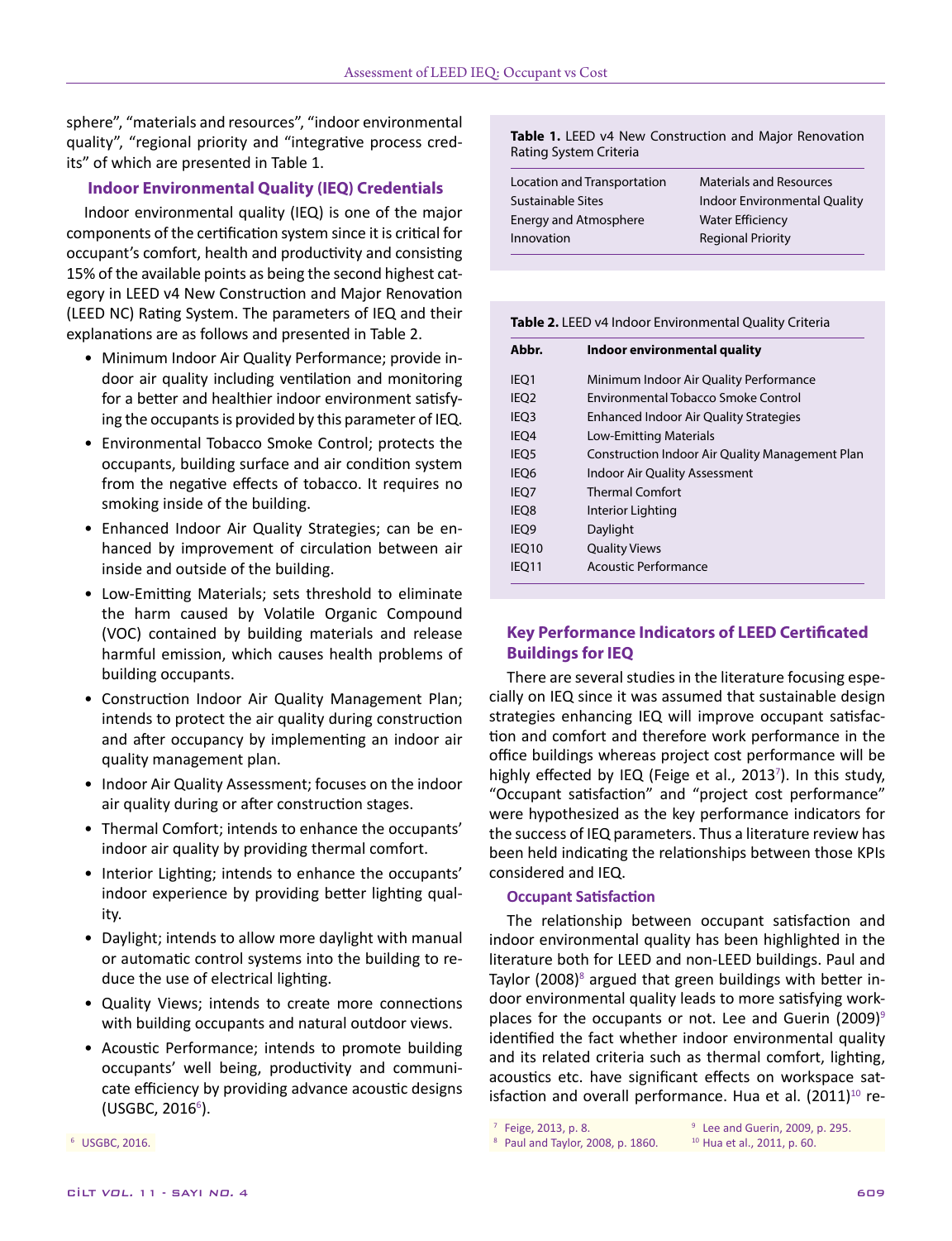sphere", "materials and resources", "indoor environmental quality", "regional priority and "integrative process credits" of which are presented in Table 1.

### Indoor Environmental Quality (IEQ) Credentials

Indoor environmental quality (IEQ) is one of the major components of the certification system since it is critical for occupant's comfort, health and productivity and consisting 15% of the available points as being the second highest category in LEED v4 New Construction and Major Renovation (LEED NC) Rating System. The parameters of IEQ and their explanations are as follows and presented in Table 2.

- Minimum Indoor Air Quality Performance; provide indoor air quality including ventilation and monitoring for a better and healthier indoor environment satisfying the occupants is provided by this parameter of IEQ.
- Environmental Tobacco Smoke Control; protects the occupants, building surface and air condition system from the negative effects of tobacco. It requires no smoking inside of the building.
- Enhanced Indoor Air Quality Strategies; can be enhanced by improvement of circulation between air inside and outside of the building.
- Low-Emitting Materials; sets threshold to eliminate the harm caused by Volatile Organic Compound (VOC) contained by building materials and release harmful emission, which causes health problems of building occupants.
- Construction Indoor Air Quality Management Plan; intends to protect the air quality during construction and after occupancy by implementing an indoor air quality management plan.
- Indoor Air Quality Assessment; focuses on the indoor air quality during or after construction stages.
- Thermal Comfort; intends to enhance the occupants' indoor air quality by providing thermal comfort.
- Interior Lighting; intends to enhance the occupants' indoor experience by providing better lighting quality.
- Daylight; intends to allow more daylight with manual or automatic control systems into the building to reduce the use of electrical lighting.
- Quality Views; intends to create more connections with building occupants and natural outdoor views.
- Acoustic Performance; intends to promote building occupants' well being, productivity and communicate efficiency by providing advance acoustic designs (USGBC, 2016[6]).

[6] USGBC, 2016.

**Table 1.** LEED v4 New Construction and Major Renovation Rating System Criteria

| | |
|---|---|
| Location and Transportation | Materials and Resources |
| Sustainable Sites | Indoor Environmental Quality |
| Energy and Atmosphere | Water Efficiency |
| Innovation | Regional Priority |

**Table 2.** LEED v4 Indoor Environmental Quality Criteria

| Abbr. | Indoor environmental quality |
|---|---|
| IEQ1 | Minimum Indoor Air Quality Performance |
| IEQ2 | Environmental Tobacco Smoke Control |
| IEQ3 | Enhanced Indoor Air Quality Strategies |
| IEQ4 | Low-Emitting Materials |
| IEQ5 | Construction Indoor Air Quality Management Plan |
| IEQ6 | Indoor Air Quality Assessment |
| IEQ7 | Thermal Comfort |
| IEQ8 | Interior Lighting |
| IEQ9 | Daylight |
| IEQ10 | Quality Views |
| IEQ11 | Acoustic Performance |

## Key Performance Indicators of LEED Certificated Buildings for IEQ

There are several studies in the literature focusing especially on IEQ since it was assumed that sustainable design strategies enhancing IEQ will improve occupant satisfaction and comfort and therefore work performance in the office buildings whereas project cost performance will be highly effected by IEQ (Feige et al., 2013[7]). In this study, "Occupant satisfaction" and "project cost performance" were hypothesized as the key performance indicators for the success of IEQ parameters. Thus a literature review has been held indicating the relationships between those KPIs considered and IEQ.

### Occupant Satisfaction

The relationship between occupant satisfaction and indoor environmental quality has been highlighted in the literature both for LEED and non-LEED buildings. Paul and Taylor (2008)[8] argued that green buildings with better indoor environmental quality leads to more satisfying workplaces for the occupants or not. Lee and Guerin (2009)[9] identified the fact whether indoor environmental quality and its related criteria such as thermal comfort, lighting, acoustics etc. have significant effects on workspace satisfaction and overall performance. Hua et al. (2011)[10] re-

[7] Feige, 2013, p. 8.
[8] Paul and Taylor, 2008, p. 1860.
[9] Lee and Guerin, 2009, p. 295.
[10] Hua et al., 2011, p. 60.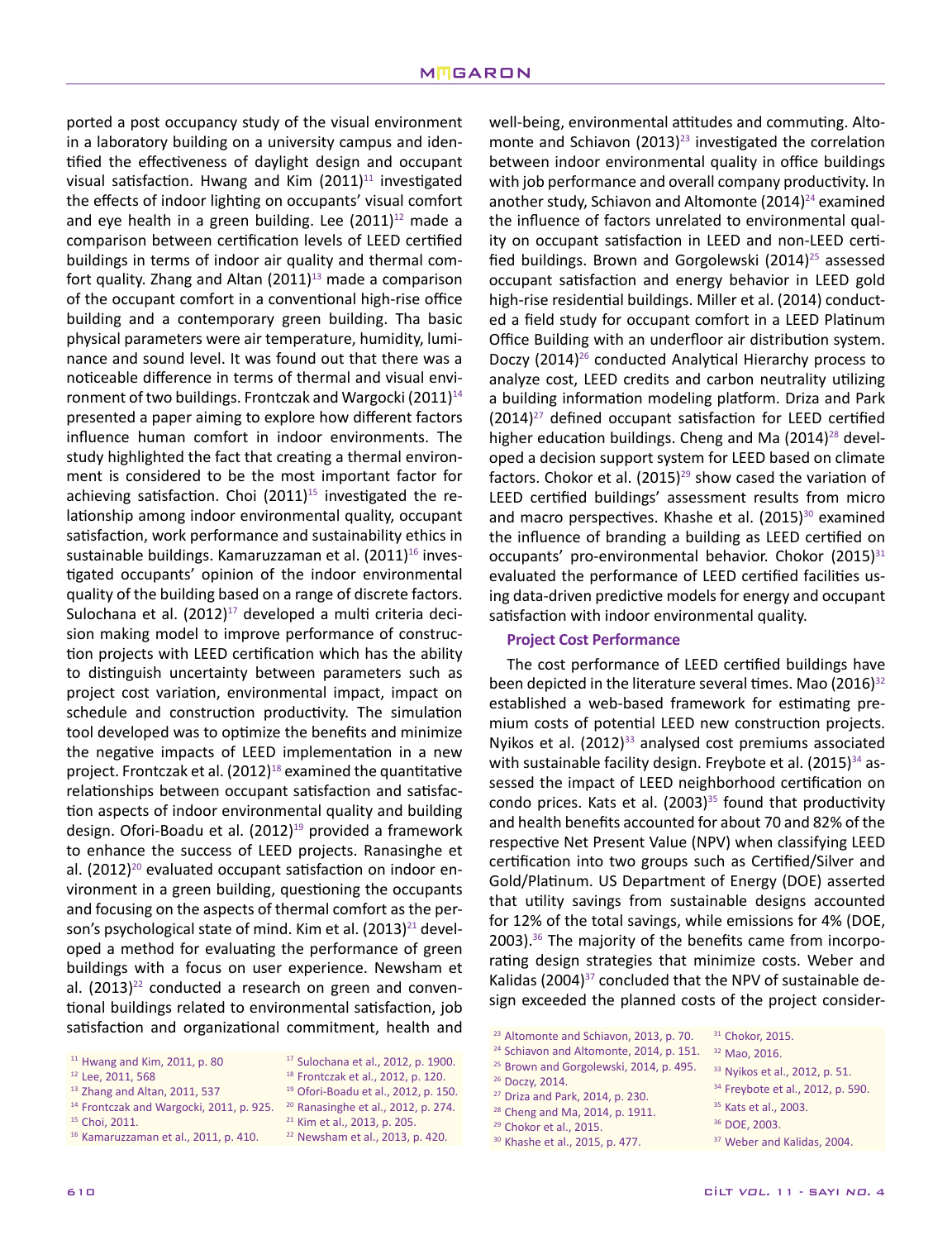ported a post occupancy study of the visual environment in a laboratory building on a university campus and identified the effectiveness of daylight design and occupant visual satisfaction. Hwang and Kim (2011)[11] investigated the effects of indoor lighting on occupants' visual comfort and eye health in a green building. Lee (2011)[12] made a comparison between certification levels of LEED certified buildings in terms of indoor air quality and thermal comfort quality. Zhang and Altan (2011)[13] made a comparison of the occupant comfort in a conventional high-rise office building and a contemporary green building. Tha basic physical parameters were air temperature, humidity, luminance and sound level. It was found out that there was a noticeable difference in terms of thermal and visual environment of two buildings. Frontczak and Wargocki (2011)[14] presented a paper aiming to explore how different factors influence human comfort in indoor environments. The study highlighted the fact that creating a thermal environment is considered to be the most important factor for achieving satisfaction. Choi (2011)[15] investigated the relationship among indoor environmental quality, occupant satisfaction, work performance and sustainability ethics in sustainable buildings. Kamaruzzaman et al. (2011)[16] investigated occupants' opinion of the indoor environmental quality of the building based on a range of discrete factors. Sulochana et al. (2012)[17] developed a multi criteria decision making model to improve performance of construction projects with LEED certification which has the ability to distinguish uncertainty between parameters such as project cost variation, environmental impact, impact on schedule and construction productivity. The simulation tool developed was to optimize the benefits and minimize the negative impacts of LEED implementation in a new project. Frontczak et al. (2012)[18] examined the quantitative relationships between occupant satisfaction and satisfaction aspects of indoor environmental quality and building design. Ofori-Boadu et al. (2012)[19] provided a framework to enhance the success of LEED projects. Ranasinghe et al. (2012)[20] evaluated occupant satisfaction on indoor environment in a green building, questioning the occupants and focusing on the aspects of thermal comfort as the person's psychological state of mind. Kim et al. (2013)[21] developed a method for evaluating the performance of green buildings with a focus on user experience. Newsham et al. (2013)[22] conducted a research on green and conventional buildings related to environmental satisfaction, job satisfaction and organizational commitment, health and well-being, environmental attitudes and commuting. Altomonte and Schiavon (2013)[23] investigated the correlation between indoor environmental quality in office buildings with job performance and overall company productivity. In another study, Schiavon and Altomonte (2014)[24] examined the influence of factors unrelated to environmental quality on occupant satisfaction in LEED and non-LEED certified buildings. Brown and Gorgolewski (2014)[25] assessed occupant satisfaction and energy behavior in LEED gold high-rise residential buildings. Miller et al. (2014) conducted a field study for occupant comfort in a LEED Platinum Office Building with an underfloor air distribution system. Doczy (2014)[26] conducted Analytical Hierarchy process to analyze cost, LEED credits and carbon neutrality utilizing a building information modeling platform. Driza and Park (2014)[27] defined occupant satisfaction for LEED certified higher education buildings. Cheng and Ma (2014)[28] developed a decision support system for LEED based on climate factors. Chokor et al. (2015)[29] show cased the variation of LEED certified buildings' assessment results from micro and macro perspectives. Khashe et al. (2015)[30] examined the influence of branding a building as LEED certified on occupants' pro-environmental behavior. Chokor (2015)[31] evaluated the performance of LEED certified facilities using data-driven predictive models for energy and occupant satisfaction with indoor environmental quality.

### Project Cost Performance

The cost performance of LEED certified buildings have been depicted in the literature several times. Mao (2016)[32] established a web-based framework for estimating premium costs of potential LEED new construction projects. Nyikos et al. (2012)[33] analysed cost premiums associated with sustainable facility design. Freybote et al. (2015)[34] assessed the impact of LEED neighborhood certification on condo prices. Kats et al. (2003)[35] found that productivity and health benefits accounted for about 70 and 82% of the respective Net Present Value (NPV) when classifying LEED certification into two groups such as Certified/Silver and Gold/Platinum. US Department of Energy (DOE) asserted that utility savings from sustainable designs accounted for 12% of the total savings, while emissions for 4% (DOE, 2003).[36] The majority of the benefits came from incorporating design strategies that minimize costs. Weber and Kalidas (2004)[37] concluded that the NPV of sustainable design exceeded the planned costs of the project consider-

---

[11] Hwang and Kim, 2011, p. 80
[12] Lee, 2011, 568
[13] Zhang and Altan, 2011, 537
[14] Frontczak and Wargocki, 2011, p. 925.
[15] Choi, 2011.
[16] Kamaruzzaman et al., 2011, p. 410.
[17] Sulochana et al., 2012, p. 1900.
[18] Frontczak et al., 2012, p. 120.
[19] Ofori-Boadu et al., 2012, p. 150.
[20] Ranasinghe et al., 2012, p. 274.
[21] Kim et al., 2013, p. 205.
[22] Newsham et al., 2013, p. 420.
[23] Altomonte and Schiavon, 2013, p. 70.
[24] Schiavon and Altomonte, 2014, p. 151.
[25] Brown and Gorgolewski, 2014, p. 495.
[26] Doczy, 2014.
[27] Driza and Park, 2014, p. 230.
[28] Cheng and Ma, 2014, p. 1911.
[29] Chokor et al., 2015.
[30] Khashe et al., 2015, p. 477.
[31] Chokor, 2015.
[32] Mao, 2016.
[33] Nyikos et al., 2012, p. 51.
[34] Freybote et al., 2012, p. 590.
[35] Kats et al., 2003.
[36] DOE, 2003.
[37] Weber and Kalidas, 2004.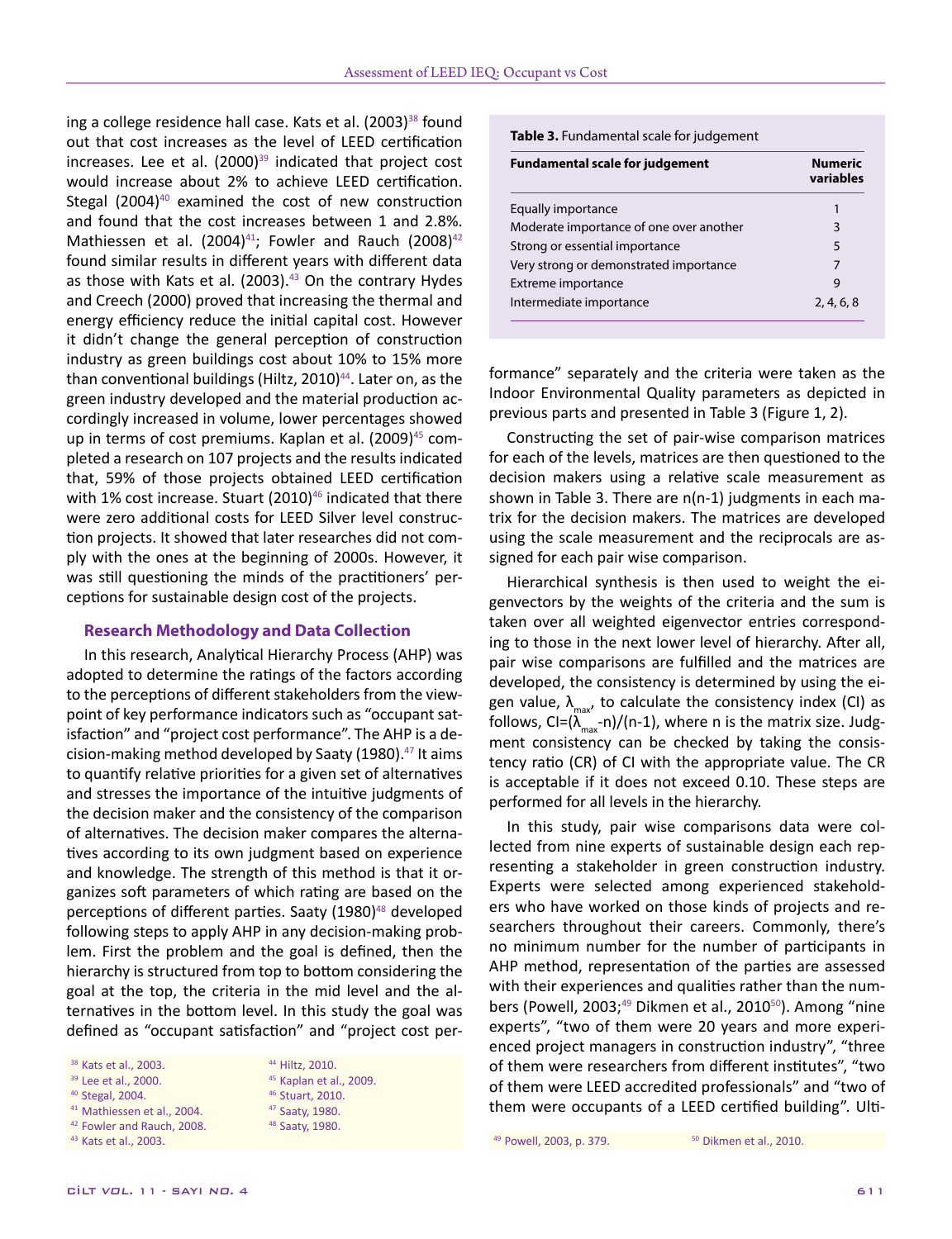ing a college residence hall case. Kats et al. (2003)[38] found out that cost increases as the level of LEED certification increases. Lee et al. (2000)[39] indicated that project cost would increase about 2% to achieve LEED certification. Stegal (2004)[40] examined the cost of new construction and found that the cost increases between 1 and 2.8%. Mathiessen et al. (2004)[41]; Fowler and Rauch (2008)[42] found similar results in different years with different data as those with Kats et al. (2003).[43] On the contrary Hydes and Creech (2000) proved that increasing the thermal and energy efficiency reduce the initial capital cost. However it didn't change the general perception of construction industry as green buildings cost about 10% to 15% more than conventional buildings (Hiltz, 2010)[44]. Later on, as the green industry developed and the material production accordingly increased in volume, lower percentages showed up in terms of cost premiums. Kaplan et al. (2009)[45] completed a research on 107 projects and the results indicated that, 59% of those projects obtained LEED certification with 1% cost increase. Stuart (2010)[46] indicated that there were zero additional costs for LEED Silver level construction projects. It showed that later researches did not comply with the ones at the beginning of 2000s. However, it was still questioning the minds of the practitioners' perceptions for sustainable design cost of the projects.

### Research Methodology and Data Collection

In this research, Analytical Hierarchy Process (AHP) was adopted to determine the ratings of the factors according to the perceptions of different stakeholders from the viewpoint of key performance indicators such as "occupant satisfaction" and "project cost performance". The AHP is a decision-making method developed by Saaty (1980).[47] It aims to quantify relative priorities for a given set of alternatives and stresses the importance of the intuitive judgments of the decision maker and the consistency of the comparison of alternatives. The decision maker compares the alternatives according to its own judgment based on experience and knowledge. The strength of this method is that it organizes soft parameters of which rating are based on the perceptions of different parties. Saaty (1980)[48] developed following steps to apply AHP in any decision-making problem. First the problem and the goal is defined, then the hierarchy is structured from top to bottom considering the goal at the top, the criteria in the mid level and the alternatives in the bottom level. In this study the goal was defined as "occupant satisfaction" and "project cost performance" separately and the criteria were taken as the Indoor Environmental Quality parameters as depicted in previous parts and presented in Table 3 (Figure 1, 2).

**Table 3.** Fundamental scale for judgement

| Fundamental scale for judgement | Numeric variables |
|---|---|
| Equally importance | 1 |
| Moderate importance of one over another | 3 |
| Strong or essential importance | 5 |
| Very strong or demonstrated importance | 7 |
| Extreme importance | 9 |
| Intermediate importance | 2, 4, 6, 8 |

Constructing the set of pair-wise comparison matrices for each of the levels, matrices are then questioned to the decision makers using a relative scale measurement as shown in Table 3. There are n(n-1) judgments in each matrix for the decision makers. The matrices are developed using the scale measurement and the reciprocals are assigned for each pair wise comparison.

Hierarchical synthesis is then used to weight the eigenvectors by the weights of the criteria and the sum is taken over all weighted eigenvector entries corresponding to those in the next lower level of hierarchy. After all, pair wise comparisons are fulfilled and the matrices are developed, the consistency is determined by using the eigen value, $\lambda_{max}$, to calculate the consistency index (CI) as follows, $CI=(\lambda_{max}-n)/(n-1)$, where n is the matrix size. Judgment consistency can be checked by taking the consistency ratio (CR) of CI with the appropriate value. The CR is acceptable if it does not exceed 0.10. These steps are performed for all levels in the hierarchy.

In this study, pair wise comparisons data were collected from nine experts of sustainable design each representing a stakeholder in green construction industry. Experts were selected among experienced stakeholders who have worked on those kinds of projects and researchers throughout their careers. Commonly, there's no minimum number for the number of participants in AHP method, representation of the parties are assessed with their experiences and qualities rather than the numbers (Powell, 2003;[49] Dikmen et al., 2010[50]). Among "nine experts", "two of them were 20 years and more experienced project managers in construction industry", "three of them were researchers from different institutes", "two of them were LEED accredited professionals" and "two of them were occupants of a LEED certified building". Ulti-

[38] Kats et al., 2003.
[39] Lee et al., 2000.
[40] Stegal, 2004.
[41] Mathiessen et al., 2004.
[42] Fowler and Rauch, 2008.
[43] Kats et al., 2003.
[44] Hiltz, 2010.
[45] Kaplan et al., 2009.
[46] Stuart, 2010.
[47] Saaty, 1980.
[48] Saaty, 1980.
[49] Powell, 2003, p. 379.
[50] Dikmen et al., 2010.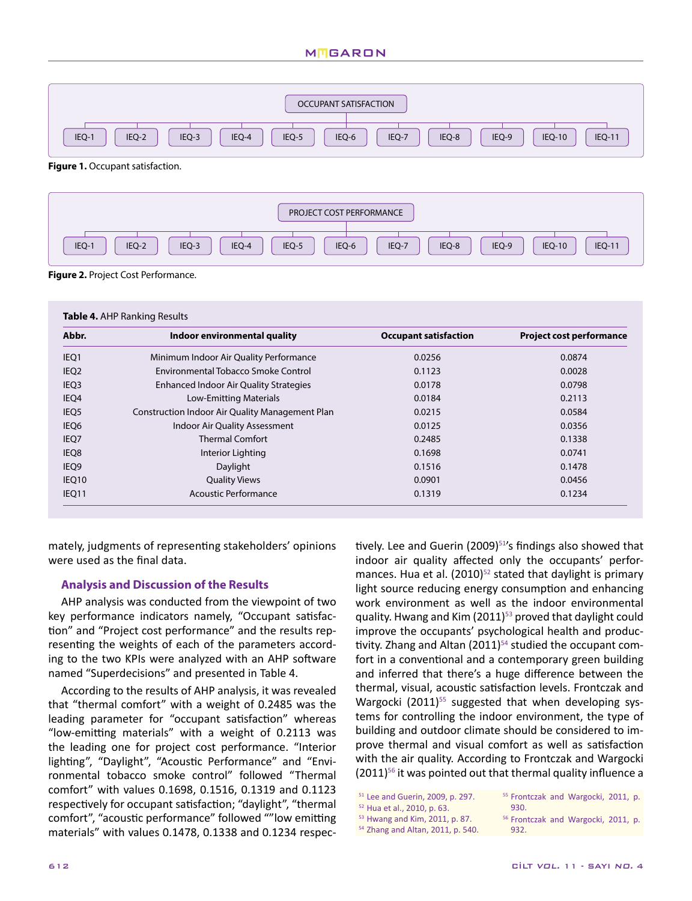OCCUPANT SATISFACTION

IEQ-1 | IEQ-2 | IEQ-3 | IEQ-4 | IEQ-5 | IEQ-6 | IEQ-7 | IEQ-8 | IEQ-9 | IEQ-10 | IEQ-11

**Figure 1.** Occupant satisfaction.

PROJECT COST PERFORMANCE

IEQ-1 | IEQ-2 | IEQ-3 | IEQ-4 | IEQ-5 | IEQ-6 | IEQ-7 | IEQ-8 | IEQ-9 | IEQ-10 | IEQ-11

**Figure 2.** Project Cost Performance.

**Table 4.** AHP Ranking Results

| Abbr. | Indoor environmental quality | Occupant satisfaction | Project cost performance |
|---|---|---|---|
| IEQ1 | Minimum Indoor Air Quality Performance | 0.0256 | 0.0874 |
| IEQ2 | Environmental Tobacco Smoke Control | 0.1123 | 0.0028 |
| IEQ3 | Enhanced Indoor Air Quality Strategies | 0.0178 | 0.0798 |
| IEQ4 | Low-Emitting Materials | 0.0184 | 0.2113 |
| IEQ5 | Construction Indoor Air Quality Management Plan | 0.0215 | 0.0584 |
| IEQ6 | Indoor Air Quality Assessment | 0.0125 | 0.0356 |
| IEQ7 | Thermal Comfort | 0.2485 | 0.1338 |
| IEQ8 | Interior Lighting | 0.1698 | 0.0741 |
| IEQ9 | Daylight | 0.1516 | 0.1478 |
| IEQ10 | Quality Views | 0.0901 | 0.0456 |
| IEQ11 | Acoustic Performance | 0.1319 | 0.1234 |

mately, judgments of representing stakeholders' opinions were used as the final data.

## Analysis and Discussion of the Results

AHP analysis was conducted from the viewpoint of two key performance indicators namely, "Occupant satisfaction" and "Project cost performance" and the results representing the weights of each of the parameters according to the two KPIs were analyzed with an AHP software named "Superdecisions" and presented in Table 4.

According to the results of AHP analysis, it was revealed that "thermal comfort" with a weight of 0.2485 was the leading parameter for "occupant satisfaction" whereas "low-emitting materials" with a weight of 0.2113 was the leading one for project cost performance. "Interior lighting", "Daylight", "Acoustic Performance" and "Environmental tobacco smoke control" followed "Thermal comfort" with values 0.1698, 0.1516, 0.1319 and 0.1123 respectively for occupant satisfaction; "daylight", "thermal comfort", "acoustic performance" followed ""low emitting materials" with values 0.1478, 0.1338 and 0.1234 respectively. Lee and Guerin (2009)[51]'s findings also showed that indoor air quality affected only the occupants' performances. Hua et al. (2010)[52] stated that daylight is primary light source reducing energy consumption and enhancing work environment as well as the indoor environmental quality. Hwang and Kim (2011)[53] proved that daylight could improve the occupants' psychological health and productivity. Zhang and Altan (2011)[54] studied the occupant comfort in a conventional and a contemporary green building and inferred that there's a huge difference between the thermal, visual, acoustic satisfaction levels. Frontczak and Wargocki (2011)[55] suggested that when developing systems for controlling the indoor environment, the type of building and outdoor climate should be considered to improve thermal and visual comfort as well as satisfaction with the air quality. According to Frontczak and Wargocki (2011)[56] it was pointed out that thermal quality influence a

[51] Lee and Guerin, 2009, p. 297.
[52] Hua et al., 2010, p. 63.
[53] Hwang and Kim, 2011, p. 87.
[54] Zhang and Altan, 2011, p. 540.
[55] Frontczak and Wargocki, 2011, p. 930.
[56] Frontczak and Wargocki, 2011, p. 932.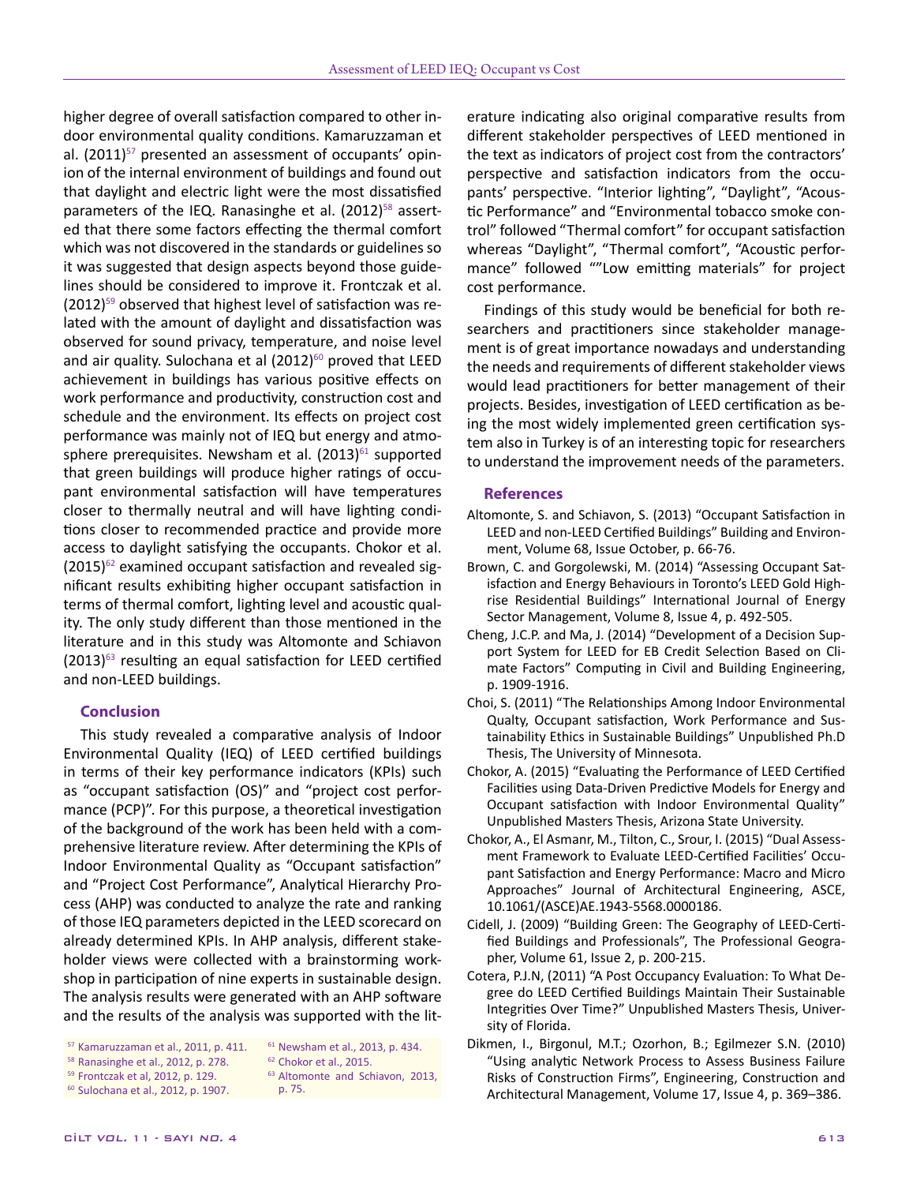higher degree of overall satisfaction compared to other indoor environmental quality conditions. Kamaruzzaman et al. (2011)[57] presented an assessment of occupants' opinion of the internal environment of buildings and found out that daylight and electric light were the most dissatisfied parameters of the IEQ. Ranasinghe et al. (2012)[58] asserted that there some factors effecting the thermal comfort which was not discovered in the standards or guidelines so it was suggested that design aspects beyond those guidelines should be considered to improve it. Frontczak et al. (2012)[59] observed that highest level of satisfaction was related with the amount of daylight and dissatisfaction was observed for sound privacy, temperature, and noise level and air quality. Sulochana et al (2012)[60] proved that LEED achievement in buildings has various positive effects on work performance and productivity, construction cost and schedule and the environment. Its effects on project cost performance was mainly not of IEQ but energy and atmosphere prerequisites. Newsham et al. (2013)[61] supported that green buildings will produce higher ratings of occupant environmental satisfaction will have temperatures closer to thermally neutral and will have lighting conditions closer to recommended practice and provide more access to daylight satisfying the occupants. Chokor et al. (2015)[62] examined occupant satisfaction and revealed significant results exhibiting higher occupant satisfaction in terms of thermal comfort, lighting level and acoustic quality. The only study different than those mentioned in the literature and in this study was Altomonte and Schiavon (2013)[63] resulting an equal satisfaction for LEED certified and non-LEED buildings.

## Conclusion

This study revealed a comparative analysis of Indoor Environmental Quality (IEQ) of LEED certified buildings in terms of their key performance indicators (KPIs) such as "occupant satisfaction (OS)" and "project cost performance (PCP)". For this purpose, a theoretical investigation of the background of the work has been held with a comprehensive literature review. After determining the KPIs of Indoor Environmental Quality as "Occupant satisfaction" and "Project Cost Performance", Analytical Hierarchy Process (AHP) was conducted to analyze the rate and ranking of those IEQ parameters depicted in the LEED scorecard on already determined KPIs. In AHP analysis, different stakeholder views were collected with a brainstorming workshop in participation of nine experts in sustainable design. The analysis results were generated with an AHP software and the results of the analysis was supported with the literature indicating also original comparative results from different stakeholder perspectives of LEED mentioned in the text as indicators of project cost from the contractors' perspective and satisfaction indicators from the occupants' perspective. "Interior lighting", "Daylight", "Acoustic Performance" and "Environmental tobacco smoke control" followed "Thermal comfort" for occupant satisfaction whereas "Daylight", "Thermal comfort", "Acoustic performance" followed ""Low emitting materials" for project cost performance.

Findings of this study would be beneficial for both researchers and practitioners since stakeholder management is of great importance nowadays and understanding the needs and requirements of different stakeholder views would lead practitioners for better management of their projects. Besides, investigation of LEED certification as being the most widely implemented green certification system also in Turkey is of an interesting topic for researchers to understand the improvement needs of the parameters.

## References

Altomonte, S. and Schiavon, S. (2013) "Occupant Satisfaction in LEED and non-LEED Certified Buildings" Building and Environment, Volume 68, Issue October, p. 66-76.

Brown, C. and Gorgolewski, M. (2014) "Assessing Occupant Satisfaction and Energy Behaviours in Toronto's LEED Gold High-rise Residential Buildings" International Journal of Energy Sector Management, Volume 8, Issue 4, p. 492-505.

Cheng, J.C.P. and Ma, J. (2014) "Development of a Decision Support System for LEED for EB Credit Selection Based on Climate Factors" Computing in Civil and Building Engineering, p. 1909-1916.

Choi, S. (2011) "The Relationships Among Indoor Environmental Qualty, Occupant satisfaction, Work Performance and Sustainability Ethics in Sustainable Buildings" Unpublished Ph.D Thesis, The University of Minnesota.

Chokor, A. (2015) "Evaluating the Performance of LEED Certified Facilities using Data-Driven Predictive Models for Energy and Occupant satisfaction with Indoor Environmental Quality" Unpublished Masters Thesis, Arizona State University.

Chokor, A., El Asmanr, M., Tilton, C., Srour, I. (2015) "Dual Assessment Framework to Evaluate LEED-Certified Facilities' Occupant Satisfaction and Energy Performance: Macro and Micro Approaches" Journal of Architectural Engineering, ASCE, 10.1061/(ASCE)AE.1943-5568.0000186.

Cidell, J. (2009) "Building Green: The Geography of LEED-Certified Buildings and Professionals", The Professional Geographer, Volume 61, Issue 2, p. 200-215.

Cotera, P.J.N, (2011) "A Post Occupancy Evaluation: To What Degree do LEED Certified Buildings Maintain Their Sustainable Integrities Over Time?" Unpublished Masters Thesis, University of Florida.

Dikmen, I., Birgonul, M.T.; Ozorhon, B.; Egilmezer S.N. (2010) "Using analytic Network Process to Assess Business Failure Risks of Construction Firms", Engineering, Construction and Architectural Management, Volume 17, Issue 4, p. 369–386.

[57] Kamaruzzaman et al., 2011, p. 411.
[58] Ranasinghe et al., 2012, p. 278.
[59] Frontczak et al, 2012, p. 129.
[60] Sulochana et al., 2012, p. 1907.
[61] Newsham et al., 2013, p. 434.
[62] Chokor et al., 2015.
[63] Altomonte and Schiavon, 2013, p. 75.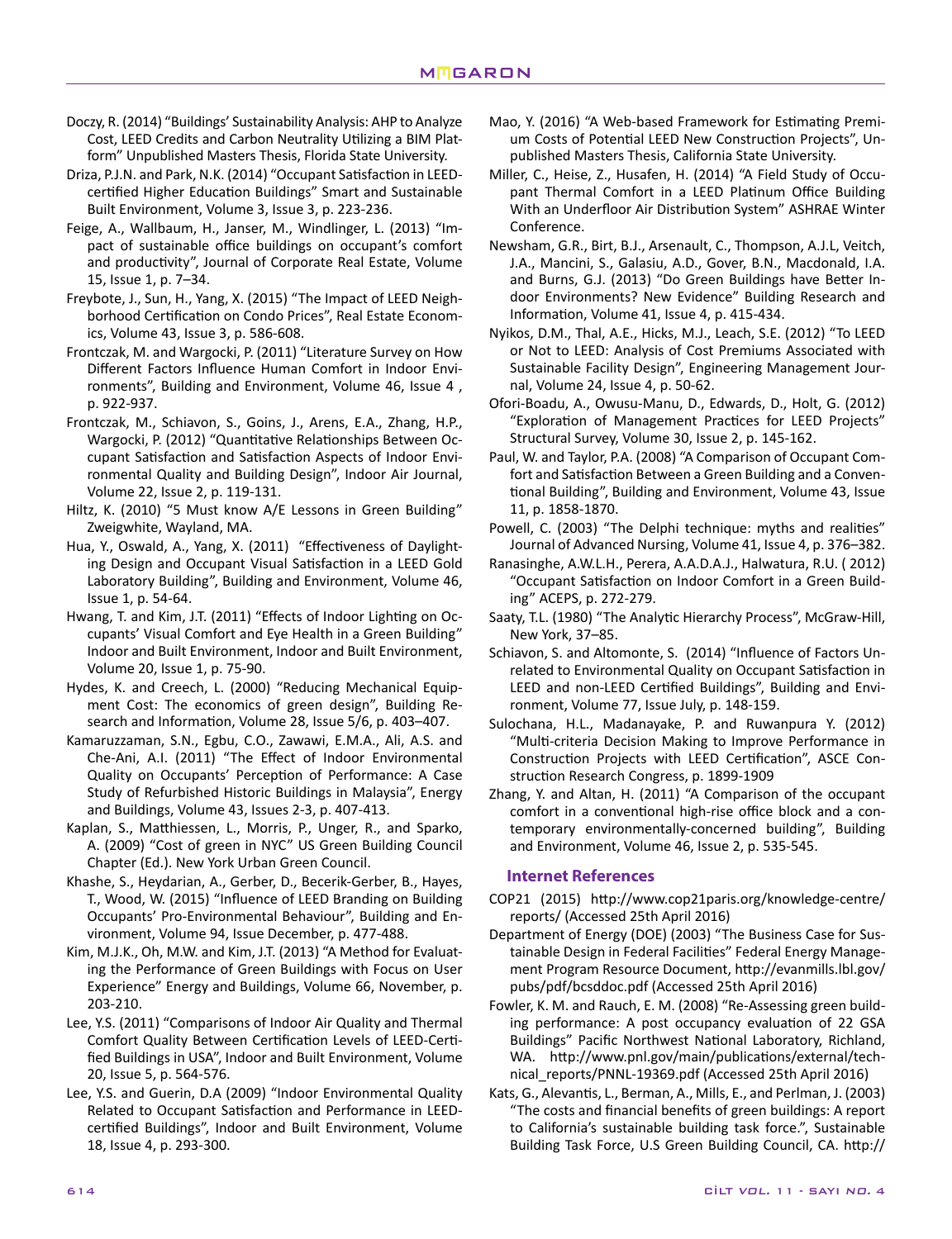Doczy, R. (2014) "Buildings' Sustainability Analysis: AHP to Analyze Cost, LEED Credits and Carbon Neutrality Utilizing a BIM Platform" Unpublished Masters Thesis, Florida State University.

Driza, P.J.N. and Park, N.K. (2014) "Occupant Satisfaction in LEED-certified Higher Education Buildings" Smart and Sustainable Built Environment, Volume 3, Issue 3, p. 223-236.

Feige, A., Wallbaum, H., Janser, M., Windlinger, L. (2013) "Impact of sustainable office buildings on occupant's comfort and productivity", Journal of Corporate Real Estate, Volume 15, Issue 1, p. 7–34.

Freybote, J., Sun, H., Yang, X. (2015) "The Impact of LEED Neighborhood Certification on Condo Prices", Real Estate Economics, Volume 43, Issue 3, p. 586-608.

Frontczak, M. and Wargocki, P. (2011) "Literature Survey on How Different Factors Influence Human Comfort in Indoor Environments", Building and Environment, Volume 46, Issue 4 , p. 922-937.

Frontczak, M., Schiavon, S., Goins, J., Arens, E.A., Zhang, H.P., Wargocki, P. (2012) "Quantitative Relationships Between Occupant Satisfaction and Satisfaction Aspects of Indoor Environmental Quality and Building Design", Indoor Air Journal, Volume 22, Issue 2, p. 119-131.

Hiltz, K. (2010) "5 Must know A/E Lessons in Green Building" Zweigwhite, Wayland, MA.

Hua, Y., Oswald, A., Yang, X. (2011) "Effectiveness of Daylighting Design and Occupant Visual Satisfaction in a LEED Gold Laboratory Building", Building and Environment, Volume 46, Issue 1, p. 54-64.

Hwang, T. and Kim, J.T. (2011) "Effects of Indoor Lighting on Occupants' Visual Comfort and Eye Health in a Green Building" Indoor and Built Environment, Indoor and Built Environment, Volume 20, Issue 1, p. 75-90.

Hydes, K. and Creech, L. (2000) "Reducing Mechanical Equipment Cost: The economics of green design", Building Research and Information, Volume 28, Issue 5/6, p. 403–407.

Kamaruzzaman, S.N., Egbu, C.O., Zawawi, E.M.A., Ali, A.S. and Che-Ani, A.I. (2011) "The Effect of Indoor Environmental Quality on Occupants' Perception of Performance: A Case Study of Refurbished Historic Buildings in Malaysia", Energy and Buildings, Volume 43, Issues 2-3, p. 407-413.

Kaplan, S., Matthiessen, L., Morris, P., Unger, R., and Sparko, A. (2009) "Cost of green in NYC" US Green Building Council Chapter (Ed.). New York Urban Green Council.

Khashe, S., Heydarian, A., Gerber, D., Becerik-Gerber, B., Hayes, T., Wood, W. (2015) "Influence of LEED Branding on Building Occupants' Pro-Environmental Behaviour", Building and Environment, Volume 94, Issue December, p. 477-488.

Kim, M.J.K., Oh, M.W. and Kim, J.T. (2013) "A Method for Evaluating the Performance of Green Buildings with Focus on User Experience" Energy and Buildings, Volume 66, November, p. 203-210.

Lee, Y.S. (2011) "Comparisons of Indoor Air Quality and Thermal Comfort Quality Between Certification Levels of LEED-Certified Buildings in USA", Indoor and Built Environment, Volume 20, Issue 5, p. 564-576.

Lee, Y.S. and Guerin, D.A (2009) "Indoor Environmental Quality Related to Occupant Satisfaction and Performance in LEED-certified Buildings", Indoor and Built Environment, Volume 18, Issue 4, p. 293-300.

Mao, Y. (2016) "A Web-based Framework for Estimating Premium Costs of Potential LEED New Construction Projects", Unpublished Masters Thesis, California State University.

Miller, C., Heise, Z., Husafen, H. (2014) "A Field Study of Occupant Thermal Comfort in a LEED Platinum Office Building With an Underfloor Air Distribution System" ASHRAE Winter Conference.

Newsham, G.R., Birt, B.J., Arsenault, C., Thompson, A.J.L, Veitch, J.A., Mancini, S., Galasiu, A.D., Gover, B.N., Macdonald, I.A. and Burns, G.J. (2013) "Do Green Buildings have Better Indoor Environments? New Evidence" Building Research and Information, Volume 41, Issue 4, p. 415-434.

Nyikos, D.M., Thal, A.E., Hicks, M.J., Leach, S.E. (2012) "To LEED or Not to LEED: Analysis of Cost Premiums Associated with Sustainable Facility Design", Engineering Management Journal, Volume 24, Issue 4, p. 50-62.

Ofori-Boadu, A., Owusu-Manu, D., Edwards, D., Holt, G. (2012) "Exploration of Management Practices for LEED Projects" Structural Survey, Volume 30, Issue 2, p. 145-162.

Paul, W. and Taylor, P.A. (2008) "A Comparison of Occupant Comfort and Satisfaction Between a Green Building and a Conventional Building", Building and Environment, Volume 43, Issue 11, p. 1858-1870.

Powell, C. (2003) "The Delphi technique: myths and realities" Journal of Advanced Nursing, Volume 41, Issue 4, p. 376–382.

Ranasinghe, A.W.L.H., Perera, A.A.D.A.J., Halwatura, R.U. ( 2012) "Occupant Satisfaction on Indoor Comfort in a Green Building" ACEPS, p. 272-279.

Saaty, T.L. (1980) "The Analytic Hierarchy Process", McGraw-Hill, New York, 37–85.

Schiavon, S. and Altomonte, S. (2014) "Influence of Factors Unrelated to Environmental Quality on Occupant Satisfaction in LEED and non-LEED Certified Buildings", Building and Environment, Volume 77, Issue July, p. 148-159.

Sulochana, H.L., Madanayake, P. and Ruwanpura Y. (2012) "Multi-criteria Decision Making to Improve Performance in Construction Projects with LEED Certification", ASCE Construction Research Congress, p. 1899-1909

Zhang, Y. and Altan, H. (2011) "A Comparison of the occupant comfort in a conventional high-rise office block and a contemporary environmentally-concerned building", Building and Environment, Volume 46, Issue 2, p. 535-545.

### Internet References

COP21 (2015) http://www.cop21paris.org/knowledge-centre/reports/ (Accessed 25th April 2016)

Department of Energy (DOE) (2003) "The Business Case for Sustainable Design in Federal Facilities" Federal Energy Management Program Resource Document, http://evanmills.lbl.gov/pubs/pdf/bcsddoc.pdf (Accessed 25th April 2016)

Fowler, K. M. and Rauch, E. M. (2008) "Re-Assessing green building performance: A post occupancy evaluation of 22 GSA Buildings" Pacific Northwest National Laboratory, Richland, WA. http://www.pnl.gov/main/publications/external/technical_reports/PNNL-19369.pdf (Accessed 25th April 2016)

Kats, G., Alevantis, L., Berman, A., Mills, E., and Perlman, J. (2003) "The costs and financial benefits of green buildings: A report to California's sustainable building task force.", Sustainable Building Task Force, U.S Green Building Council, CA. http://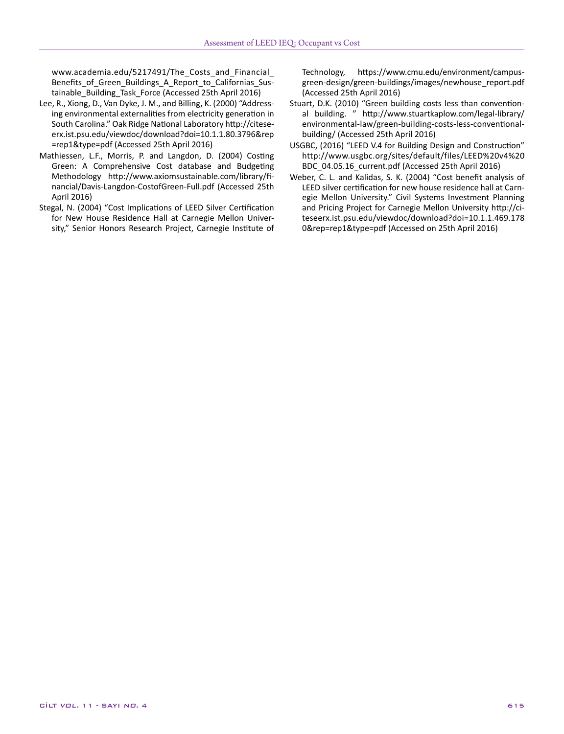www.academia.edu/5217491/The_Costs_and_Financial_Benefits_of_Green_Buildings_A_Report_to_Californias_Sustainable_Building_Task_Force (Accessed 25th April 2016)

Lee, R., Xiong, D., Van Dyke, J. M., and Billing, K. (2000) "Addressing environmental externalities from electricity generation in South Carolina." Oak Ridge National Laboratory http://citeseerx.ist.psu.edu/viewdoc/download?doi=10.1.1.80.3796&rep=rep1&type=pdf (Accessed 25th April 2016)

Mathiessen, L.F., Morris, P. and Langdon, D. (2004) Costing Green: A Comprehensive Cost database and Budgeting Methodology http://www.axiomsustainable.com/library/financial/Davis-Langdon-CostofGreen-Full.pdf (Accessed 25th April 2016)

Stegal, N. (2004) "Cost Implications of LEED Silver Certification for New House Residence Hall at Carnegie Mellon University," Senior Honors Research Project, Carnegie Institute of Technology, https://www.cmu.edu/environment/campus-green-design/green-buildings/images/newhouse_report.pdf (Accessed 25th April 2016)

Stuart, D.K. (2010) "Green building costs less than conventional building. " http://www.stuartkaplow.com/legal-library/environmental-law/green-building-costs-less-conventional-building/ (Accessed 25th April 2016)

USGBC, (2016) "LEED V.4 for Building Design and Construction" http://www.usgbc.org/sites/default/files/LEED%20v4%20BDC_04.05.16_current.pdf (Accessed 25th April 2016)

Weber, C. L. and Kalidas, S. K. (2004) "Cost benefit analysis of LEED silver certification for new house residence hall at Carnegie Mellon University." Civil Systems Investment Planning and Pricing Project for Carnegie Mellon University http://citeseerx.ist.psu.edu/viewdoc/download?doi=10.1.1.469.1780&rep=rep1&type=pdf (Accessed on 25th April 2016)